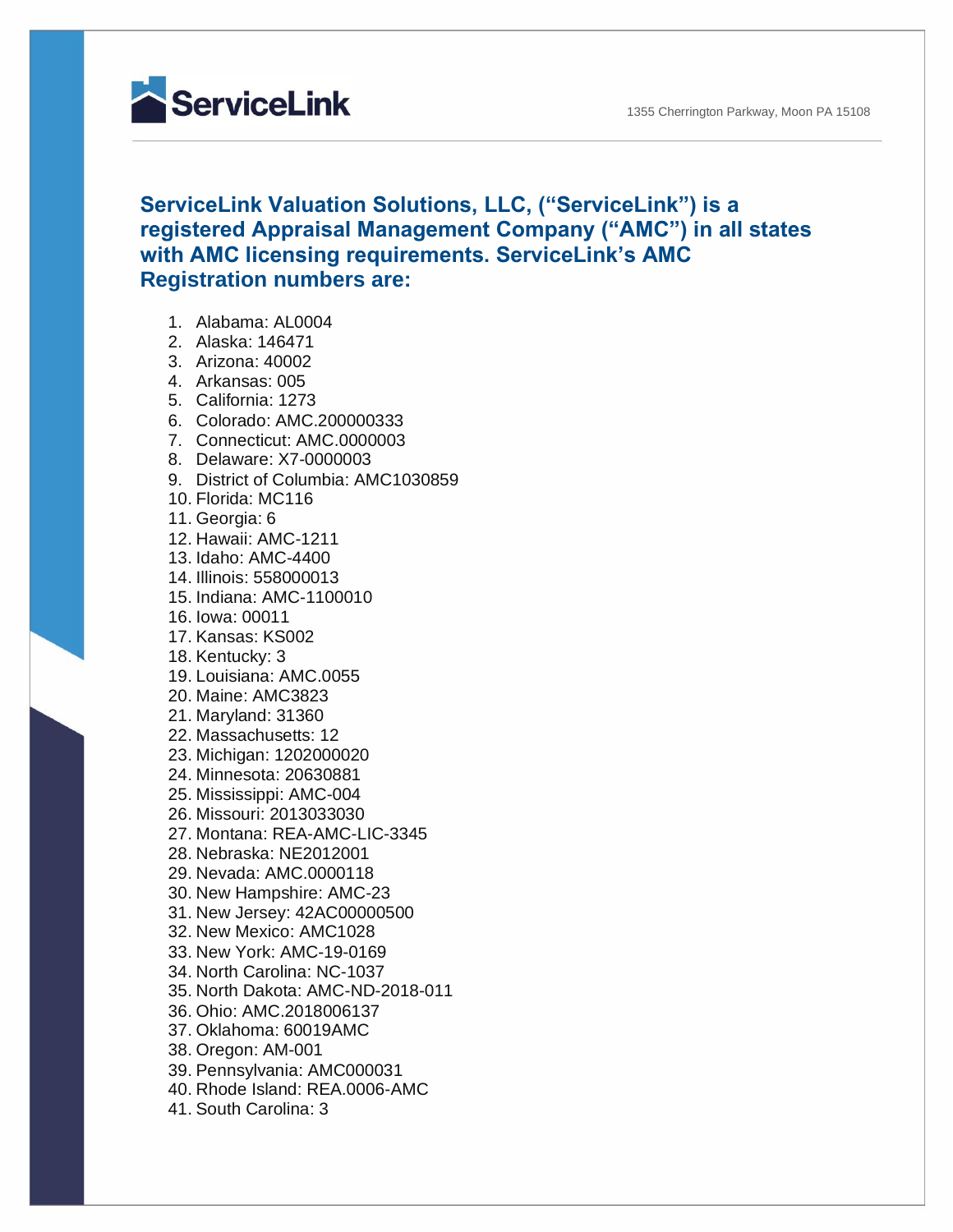ServiceLink

1355 Cherrington Parkway, Moon PA 15108

## ServiceLink Valuation Solutions, LLC, ("ServiceLink") is a registered Appraisal Management Company ("AMC") in all states with AMC licensing requirements. ServiceLink's AMC Registration numbers are:

1. Alabama: AL0004
2. Alaska: 146471
3. Arizona: 40002
4. Arkansas: 005
5. California: 1273
6. Colorado: AMC.200000333
7. Connecticut: AMC.0000003
8. Delaware: X7-0000003
9. District of Columbia: AMC1030859
10. Florida: MC116
11. Georgia: 6
12. Hawaii: AMC-1211
13. Idaho: AMC-4400
14. Illinois: 558000013
15. Indiana: AMC-1100010
16. Iowa: 00011
17. Kansas: KS002
18. Kentucky: 3
19. Louisiana: AMC.0055
20. Maine: AMC3823
21. Maryland: 31360
22. Massachusetts: 12
23. Michigan: 1202000020
24. Minnesota: 20630881
25. Mississippi: AMC-004
26. Missouri: 2013033030
27. Montana: REA-AMC-LIC-3345
28. Nebraska: NE2012001
29. Nevada: AMC.0000118
30. New Hampshire: AMC-23
31. New Jersey: 42AC00000500
32. New Mexico: AMC1028
33. New York: AMC-19-0169
34. North Carolina: NC-1037
35. North Dakota: AMC-ND-2018-011
36. Ohio: AMC.2018006137
37. Oklahoma: 60019AMC
38. Oregon: AM-001
39. Pennsylvania: AMC000031
40. Rhode Island: REA.0006-AMC
41. South Carolina: 3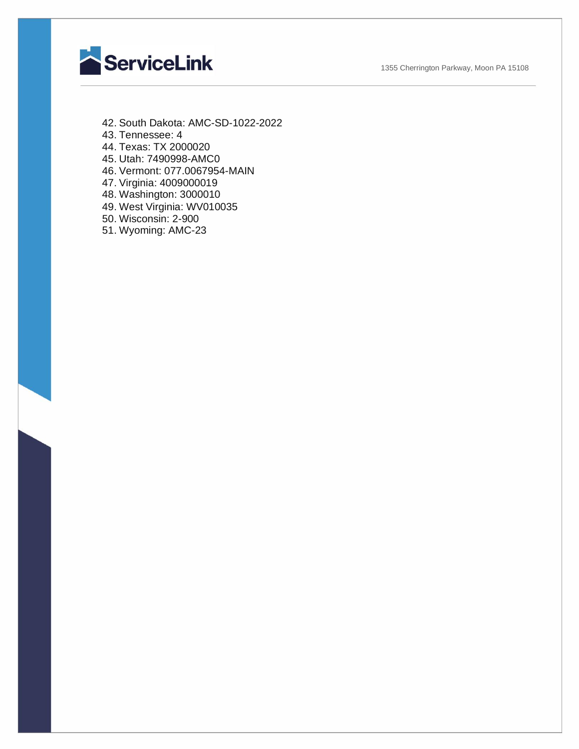42. South Dakota: AMC-SD-1022-2022
43. Tennessee: 4
44. Texas: TX 2000020
45. Utah: 7490998-AMC0
46. Vermont: 077.0067954-MAIN
47. Virginia: 4009000019
48. Washington: 3000010
49. West Virginia: WV010035
50. Wisconsin: 2-900
51. Wyoming: AMC-23